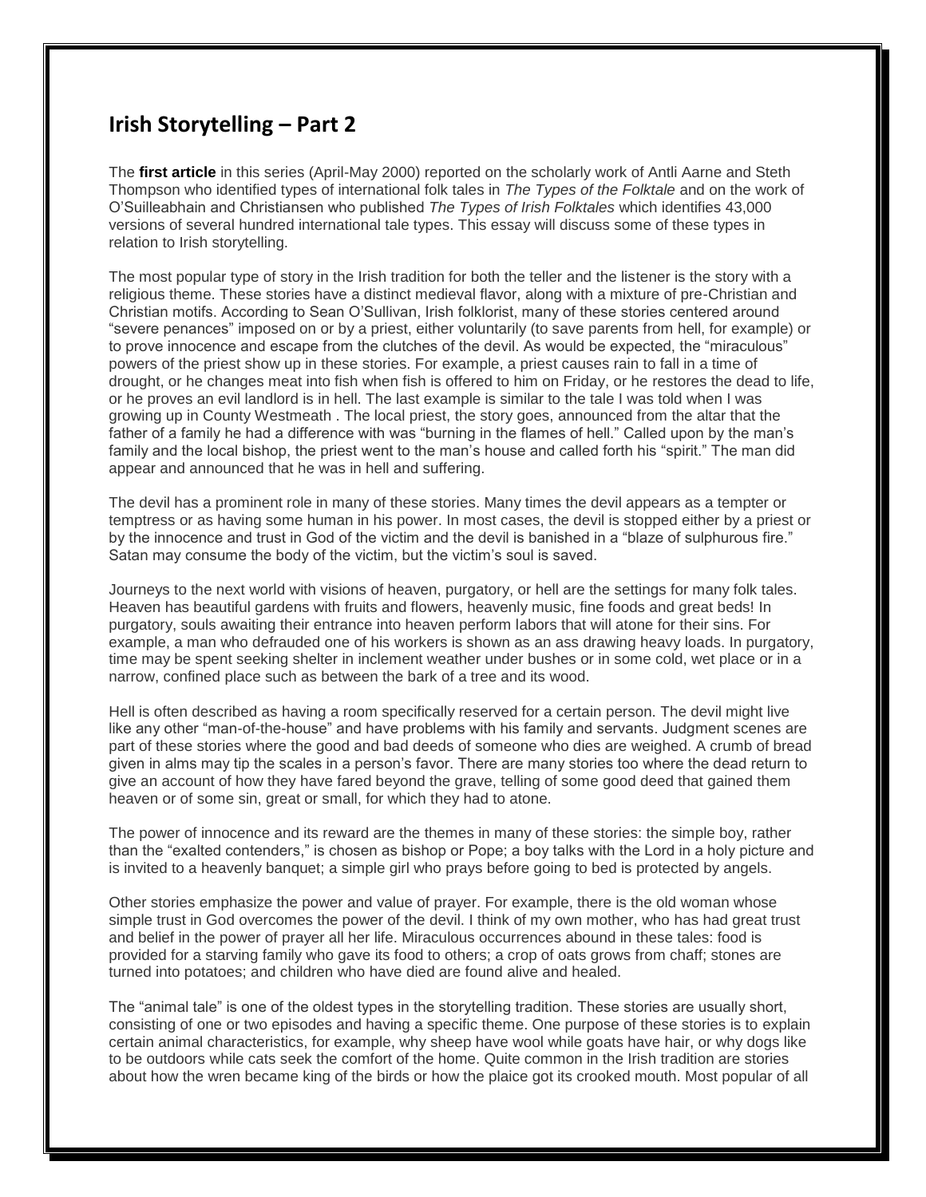## Irish Storytelling – Part 2

The **first article** in this series (April-May 2000) reported on the scholarly work of Antli Aarne and Steth Thompson who identified types of international folk tales in *The Types of the Folktale* and on the work of O'Suilleabhain and Christiansen who published *The Types of Irish Folktales* which identifies 43,000 versions of several hundred international tale types. This essay will discuss some of these types in relation to Irish storytelling.

The most popular type of story in the Irish tradition for both the teller and the listener is the story with a religious theme. These stories have a distinct medieval flavor, along with a mixture of pre-Christian and Christian motifs. According to Sean O'Sullivan, Irish folklorist, many of these stories centered around "severe penances" imposed on or by a priest, either voluntarily (to save parents from hell, for example) or to prove innocence and escape from the clutches of the devil. As would be expected, the "miraculous" powers of the priest show up in these stories. For example, a priest causes rain to fall in a time of drought, or he changes meat into fish when fish is offered to him on Friday, or he restores the dead to life, or he proves an evil landlord is in hell. The last example is similar to the tale I was told when I was growing up in County Westmeath . The local priest, the story goes, announced from the altar that the father of a family he had a difference with was "burning in the flames of hell." Called upon by the man's family and the local bishop, the priest went to the man's house and called forth his "spirit." The man did appear and announced that he was in hell and suffering.

The devil has a prominent role in many of these stories. Many times the devil appears as a tempter or temptress or as having some human in his power. In most cases, the devil is stopped either by a priest or by the innocence and trust in God of the victim and the devil is banished in a "blaze of sulphurous fire." Satan may consume the body of the victim, but the victim's soul is saved.

Journeys to the next world with visions of heaven, purgatory, or hell are the settings for many folk tales. Heaven has beautiful gardens with fruits and flowers, heavenly music, fine foods and great beds! In purgatory, souls awaiting their entrance into heaven perform labors that will atone for their sins. For example, a man who defrauded one of his workers is shown as an ass drawing heavy loads. In purgatory, time may be spent seeking shelter in inclement weather under bushes or in some cold, wet place or in a narrow, confined place such as between the bark of a tree and its wood.

Hell is often described as having a room specifically reserved for a certain person. The devil might live like any other "man-of-the-house" and have problems with his family and servants. Judgment scenes are part of these stories where the good and bad deeds of someone who dies are weighed. A crumb of bread given in alms may tip the scales in a person's favor. There are many stories too where the dead return to give an account of how they have fared beyond the grave, telling of some good deed that gained them heaven or of some sin, great or small, for which they had to atone.

The power of innocence and its reward are the themes in many of these stories: the simple boy, rather than the "exalted contenders," is chosen as bishop or Pope; a boy talks with the Lord in a holy picture and is invited to a heavenly banquet; a simple girl who prays before going to bed is protected by angels.

Other stories emphasize the power and value of prayer. For example, there is the old woman whose simple trust in God overcomes the power of the devil. I think of my own mother, who has had great trust and belief in the power of prayer all her life. Miraculous occurrences abound in these tales: food is provided for a starving family who gave its food to others; a crop of oats grows from chaff; stones are turned into potatoes; and children who have died are found alive and healed.

The "animal tale" is one of the oldest types in the storytelling tradition. These stories are usually short, consisting of one or two episodes and having a specific theme. One purpose of these stories is to explain certain animal characteristics, for example, why sheep have wool while goats have hair, or why dogs like to be outdoors while cats seek the comfort of the home. Quite common in the Irish tradition are stories about how the wren became king of the birds or how the plaice got its crooked mouth. Most popular of all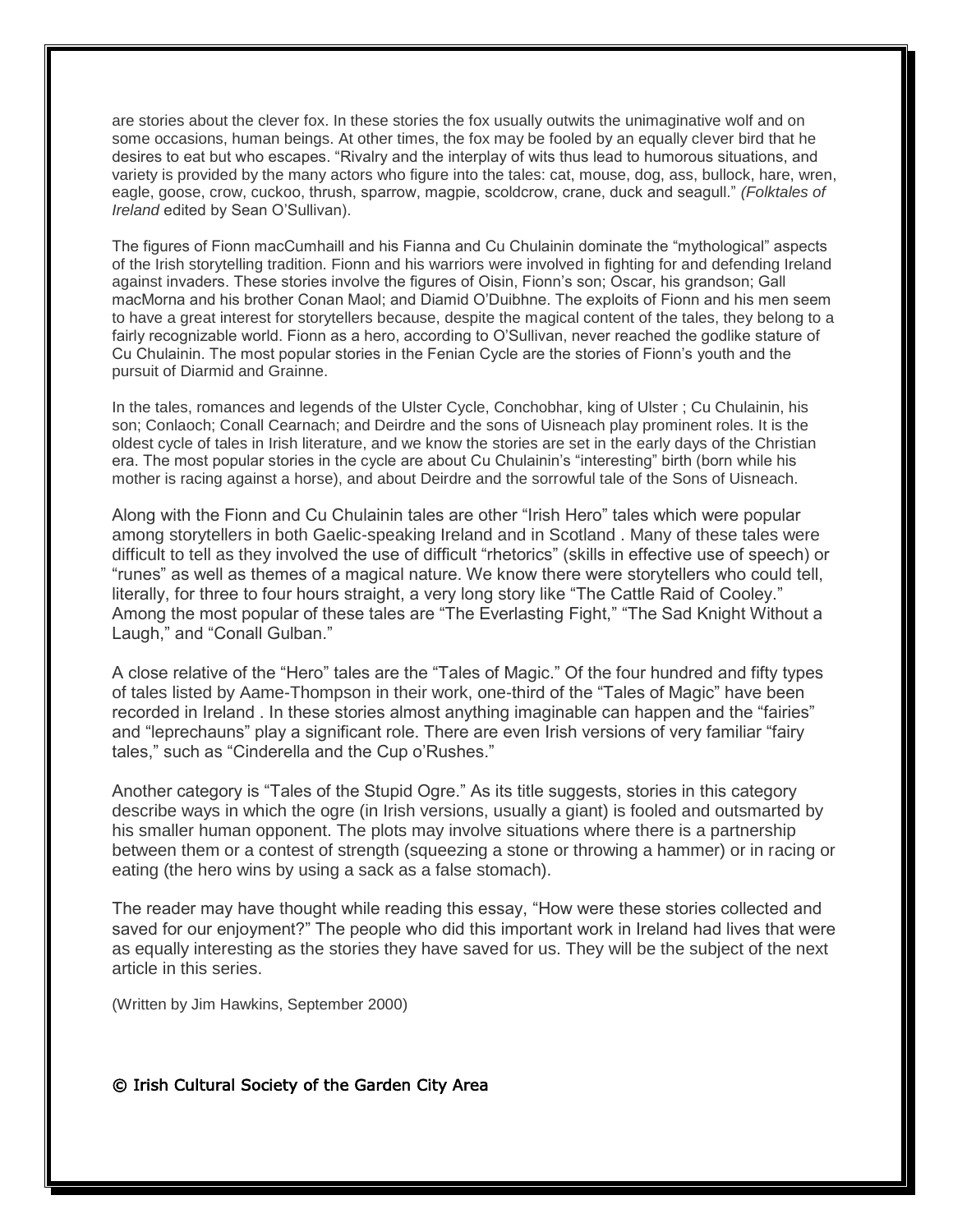are stories about the clever fox. In these stories the fox usually outwits the unimaginative wolf and on some occasions, human beings. At other times, the fox may be fooled by an equally clever bird that he desires to eat but who escapes. "Rivalry and the interplay of wits thus lead to humorous situations, and variety is provided by the many actors who figure into the tales: cat, mouse, dog, ass, bullock, hare, wren, eagle, goose, crow, cuckoo, thrush, sparrow, magpie, scoldcrow, crane, duck and seagull." *(Folktales of Ireland* edited by Sean O'Sullivan).

The figures of Fionn macCumhaill and his Fianna and Cu Chulainin dominate the "mythological" aspects of the Irish storytelling tradition. Fionn and his warriors were involved in fighting for and defending Ireland against invaders. These stories involve the figures of Oisin, Fionn's son; Oscar, his grandson; Gall macMorna and his brother Conan Maol; and Diamid O'Duibhne. The exploits of Fionn and his men seem to have a great interest for storytellers because, despite the magical content of the tales, they belong to a fairly recognizable world. Fionn as a hero, according to O'Sullivan, never reached the godlike stature of Cu Chulainin. The most popular stories in the Fenian Cycle are the stories of Fionn's youth and the pursuit of Diarmid and Grainne.

In the tales, romances and legends of the Ulster Cycle, Conchobhar, king of Ulster ; Cu Chulainin, his son; Conlaoch; Conall Cearnach; and Deirdre and the sons of Uisneach play prominent roles. It is the oldest cycle of tales in Irish literature, and we know the stories are set in the early days of the Christian era. The most popular stories in the cycle are about Cu Chulainin's "interesting" birth (born while his mother is racing against a horse), and about Deirdre and the sorrowful tale of the Sons of Uisneach.

Along with the Fionn and Cu Chulainin tales are other "Irish Hero" tales which were popular among storytellers in both Gaelic-speaking Ireland and in Scotland . Many of these tales were difficult to tell as they involved the use of difficult "rhetorics" (skills in effective use of speech) or "runes" as well as themes of a magical nature. We know there were storytellers who could tell, literally, for three to four hours straight, a very long story like "The Cattle Raid of Cooley." Among the most popular of these tales are "The Everlasting Fight," "The Sad Knight Without a Laugh," and "Conall Gulban."

A close relative of the "Hero" tales are the "Tales of Magic." Of the four hundred and fifty types of tales listed by Aame-Thompson in their work, one-third of the "Tales of Magic" have been recorded in Ireland . In these stories almost anything imaginable can happen and the "fairies" and "leprechauns" play a significant role. There are even Irish versions of very familiar "fairy tales," such as "Cinderella and the Cup o'Rushes."

Another category is "Tales of the Stupid Ogre." As its title suggests, stories in this category describe ways in which the ogre (in Irish versions, usually a giant) is fooled and outsmarted by his smaller human opponent. The plots may involve situations where there is a partnership between them or a contest of strength (squeezing a stone or throwing a hammer) or in racing or eating (the hero wins by using a sack as a false stomach).

The reader may have thought while reading this essay, "How were these stories collected and saved for our enjoyment?" The people who did this important work in Ireland had lives that were as equally interesting as the stories they have saved for us. They will be the subject of the next article in this series.

(Written by Jim Hawkins, September 2000)

© Irish Cultural Society of the Garden City Area